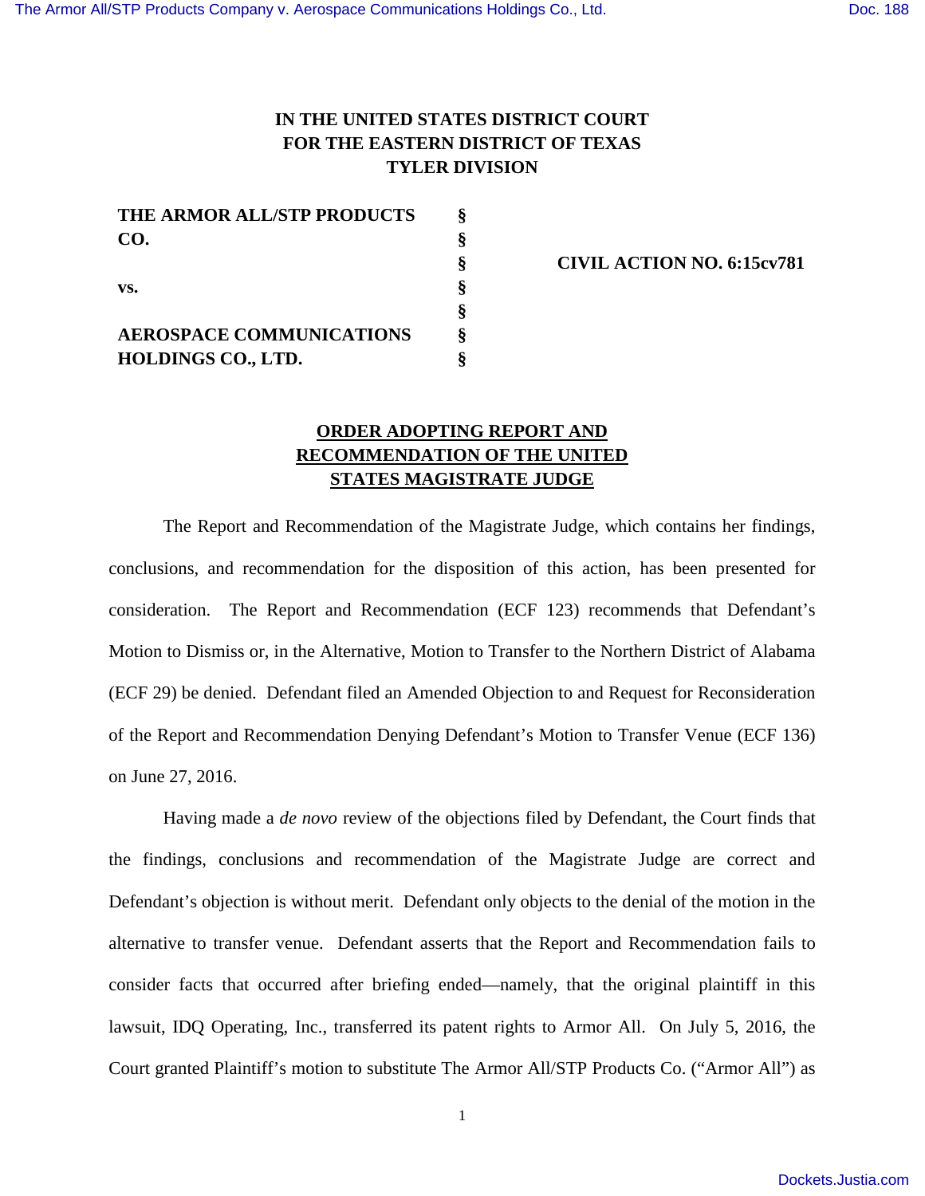**IN THE UNITED STATES DISTRICT COURT**
**FOR THE EASTERN DISTRICT OF TEXAS**
**TYLER DIVISION**

| | | |
|---|---|---|
| **THE ARMOR ALL/STP PRODUCTS CO.** | § | |
| | § | **CIVIL ACTION NO. 6:15cv781** |
| **vs.** | § | |
| | § | |
| **AEROSPACE COMMUNICATIONS HOLDINGS CO., LTD.** | § | |

# ORDER ADOPTING REPORT AND RECOMMENDATION OF THE UNITED STATES MAGISTRATE JUDGE

The Report and Recommendation of the Magistrate Judge, which contains her findings, conclusions, and recommendation for the disposition of this action, has been presented for consideration. The Report and Recommendation (ECF 123) recommends that Defendant's Motion to Dismiss or, in the Alternative, Motion to Transfer to the Northern District of Alabama (ECF 29) be denied. Defendant filed an Amended Objection to and Request for Reconsideration of the Report and Recommendation Denying Defendant's Motion to Transfer Venue (ECF 136) on June 27, 2016.

Having made a *de novo* review of the objections filed by Defendant, the Court finds that the findings, conclusions and recommendation of the Magistrate Judge are correct and Defendant's objection is without merit. Defendant only objects to the denial of the motion in the alternative to transfer venue. Defendant asserts that the Report and Recommendation fails to consider facts that occurred after briefing ended—namely, that the original plaintiff in this lawsuit, IDQ Operating, Inc., transferred its patent rights to Armor All. On July 5, 2016, the Court granted Plaintiff's motion to substitute The Armor All/STP Products Co. ("Armor All") as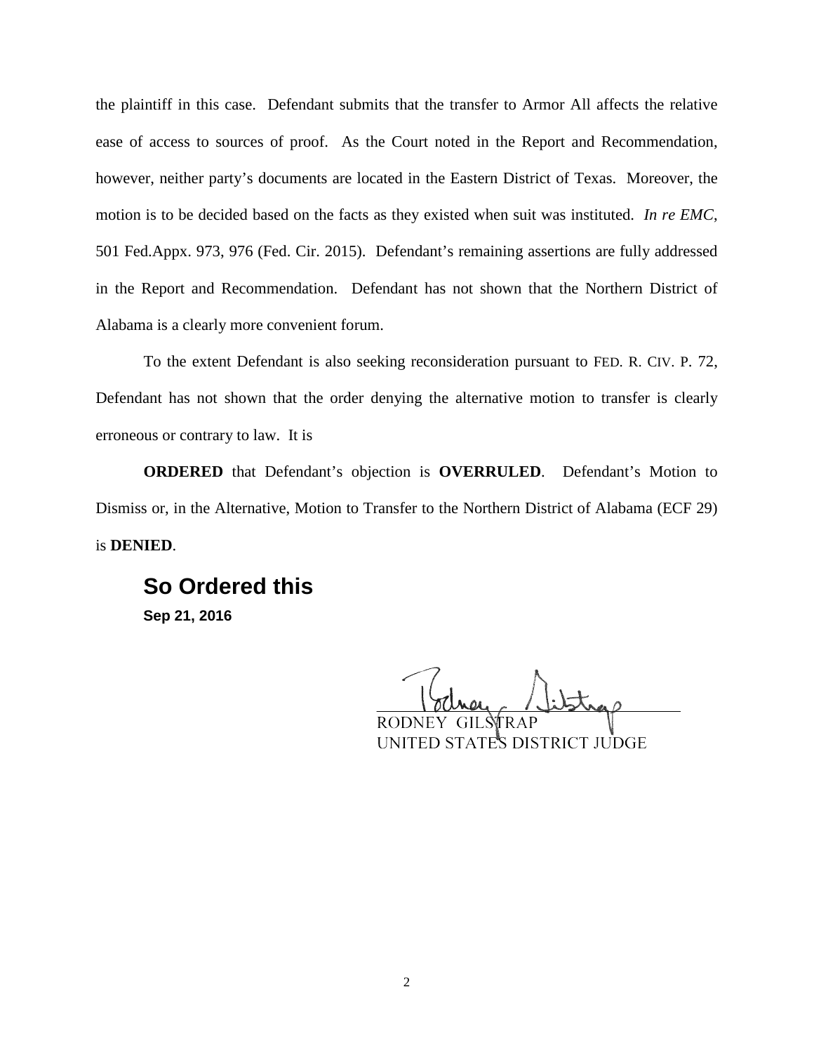the plaintiff in this case. Defendant submits that the transfer to Armor All affects the relative ease of access to sources of proof. As the Court noted in the Report and Recommendation, however, neither party's documents are located in the Eastern District of Texas. Moreover, the motion is to be decided based on the facts as they existed when suit was instituted. *In re EMC*, 501 Fed.Appx. 973, 976 (Fed. Cir. 2015). Defendant's remaining assertions are fully addressed in the Report and Recommendation. Defendant has not shown that the Northern District of Alabama is a clearly more convenient forum.

To the extent Defendant is also seeking reconsideration pursuant to FED. R. CIV. P. 72, Defendant has not shown that the order denying the alternative motion to transfer is clearly erroneous or contrary to law. It is

**ORDERED** that Defendant's objection is **OVERRULED**. Defendant's Motion to Dismiss or, in the Alternative, Motion to Transfer to the Northern District of Alabama (ECF 29) is **DENIED**.

**So Ordered this**

**Sep 21, 2016**

RODNEY GILSTRAP
UNITED STATES DISTRICT JUDGE